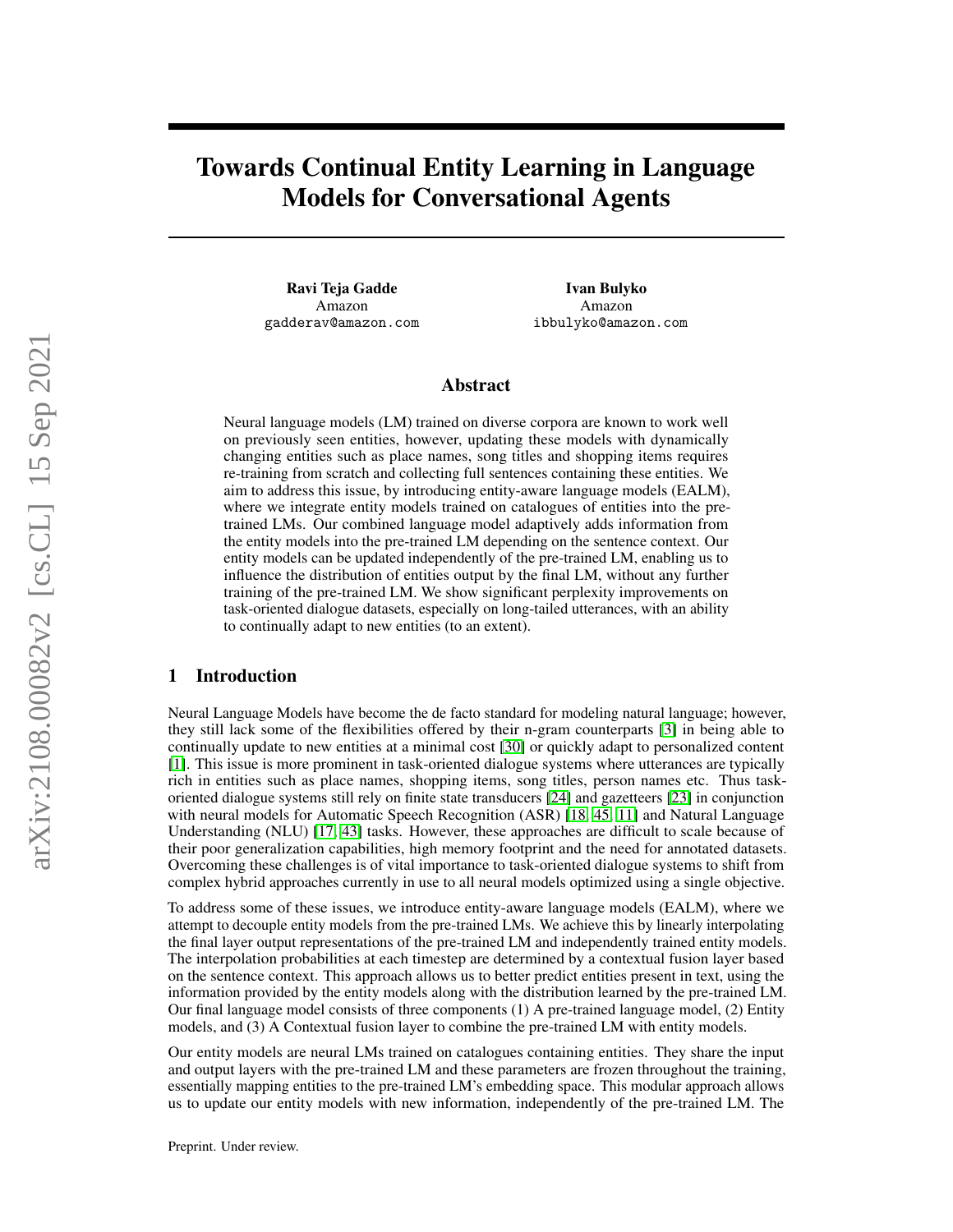# Towards Continual Entity Learning in Language Models for Conversational Agents

**Ravi Teja Gadde**
Amazon
gadderav@amazon.com

**Ivan Bulyko**
Amazon
ibbulyko@amazon.com

## Abstract

Neural language models (LM) trained on diverse corpora are known to work well on previously seen entities, however, updating these models with dynamically changing entities such as place names, song titles and shopping items requires re-training from scratch and collecting full sentences containing these entities. We aim to address this issue, by introducing entity-aware language models (EALM), where we integrate entity models trained on catalogues of entities into the pre-trained LMs. Our combined language model adaptively adds information from the entity models into the pre-trained LM depending on the sentence context. Our entity models can be updated independently of the pre-trained LM, enabling us to influence the distribution of entities output by the final LM, without any further training of the pre-trained LM. We show significant perplexity improvements on task-oriented dialogue datasets, especially on long-tailed utterances, with an ability to continually adapt to new entities (to an extent).

## 1 Introduction

Neural Language Models have become the de facto standard for modeling natural language; however, they still lack some of the flexibilities offered by their n-gram counterparts [3] in being able to continually update to new entities at a minimal cost [30] or quickly adapt to personalized content [1]. This issue is more prominent in task-oriented dialogue systems where utterances are typically rich in entities such as place names, shopping items, song titles, person names etc. Thus task-oriented dialogue systems still rely on finite state transducers [24] and gazetteers [23] in conjunction with neural models for Automatic Speech Recognition (ASR) [18, 45, 11] and Natural Language Understanding (NLU) [17, 43] tasks. However, these approaches are difficult to scale because of their poor generalization capabilities, high memory footprint and the need for annotated datasets. Overcoming these challenges is of vital importance to task-oriented dialogue systems to shift from complex hybrid approaches currently in use to all neural models optimized using a single objective.

To address some of these issues, we introduce entity-aware language models (EALM), where we attempt to decouple entity models from the pre-trained LMs. We achieve this by linearly interpolating the final layer output representations of the pre-trained LM and independently trained entity models. The interpolation probabilities at each timestep are determined by a contextual fusion layer based on the sentence context. This approach allows us to better predict entities present in text, using the information provided by the entity models along with the distribution learned by the pre-trained LM. Our final language model consists of three components (1) A pre-trained language model, (2) Entity models, and (3) A Contextual fusion layer to combine the pre-trained LM with entity models.

Our entity models are neural LMs trained on catalogues containing entities. They share the input and output layers with the pre-trained LM and these parameters are frozen throughout the training, essentially mapping entities to the pre-trained LM's embedding space. This modular approach allows us to update our entity models with new information, independently of the pre-trained LM. The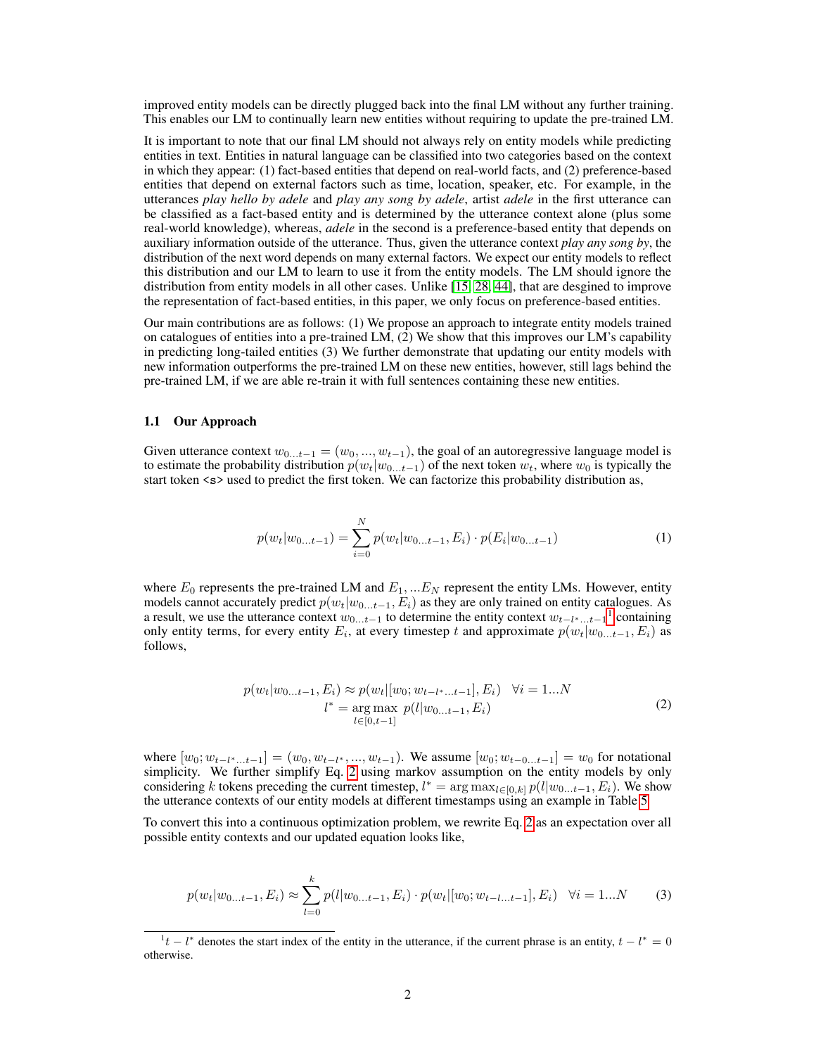improved entity models can be directly plugged back into the final LM without any further training. This enables our LM to continually learn new entities without requiring to update the pre-trained LM.

It is important to note that our final LM should not always rely on entity models while predicting entities in text. Entities in natural language can be classified into two categories based on the context in which they appear: (1) fact-based entities that depend on real-world facts, and (2) preference-based entities that depend on external factors such as time, location, speaker, etc. For example, in the utterances *play hello by adele* and *play any song by adele*, artist *adele* in the first utterance can be classified as a fact-based entity and is determined by the utterance context alone (plus some real-world knowledge), whereas, *adele* in the second is a preference-based entity that depends on auxiliary information outside of the utterance. Thus, given the utterance context *play any song by*, the distribution of the next word depends on many external factors. We expect our entity models to reflect this distribution and our LM to learn to use it from the entity models. The LM should ignore the distribution from entity models in all other cases. Unlike [15, 28, 44], that are desgined to improve the representation of fact-based entities, in this paper, we only focus on preference-based entities.

Our main contributions are as follows: (1) We propose an approach to integrate entity models trained on catalogues of entities into a pre-trained LM, (2) We show that this improves our LM's capability in predicting long-tailed entities (3) We further demonstrate that updating our entity models with new information outperforms the pre-trained LM on these new entities, however, still lags behind the pre-trained LM, if we are able re-train it with full sentences containing these new entities.

### 1.1 Our Approach

Given utterance context $w_{0...t-1} = (w_0, ..., w_{t-1})$, the goal of an autoregressive language model is to estimate the probability distribution $p(w_t|w_{0...t-1})$ of the next token $w_t$, where $w_0$ is typically the start token `<s>` used to predict the first token. We can factorize this probability distribution as,

$$p(w_t|w_{0...t-1}) = \sum_{i=0}^{N} p(w_t|w_{0...t-1}, E_i) \cdot p(E_i|w_{0...t-1}) \tag{1}$$

where $E_0$ represents the pre-trained LM and $E_1, ...E_N$ represent the entity LMs. However, entity models cannot accurately predict $p(w_t|w_{0...t-1}, E_i)$ as they are only trained on entity catalogues. As a result, we use the utterance context $w_{0...t-1}$ to determine the entity context $w_{t-l^*...t-1}$[1] containing only entity terms, for every entity $E_i$, at every timestep $t$ and approximate $p(w_t|w_{0...t-1}, E_i)$ as follows,

$$\begin{aligned} p(w_t|w_{0...t-1}, E_i) &\approx p(w_t|[w_0; w_{t-l^*...t-1}], E_i) \quad \forall i = 1...N \\ l^* &= \underset{l \in [0,t-1]}{\arg\max}\ p(l|w_{0...t-1}, E_i) \end{aligned} \tag{2}$$

where $[w_0; w_{t-l^*...t-1}] = (w_0, w_{t-l^*}, ..., w_{t-1})$. We assume $[w_0; w_{t-0...t-1}] = w_0$ for notational simplicity. We further simplify Eq. 2 using markov assumption on the entity models by only considering $k$ tokens preceding the current timestep, $l^* = \arg\max_{l \in [0,k]} p(l|w_{0...t-1}, E_i)$. We show the utterance contexts of our entity models at different timestamps using an example in Table 5.

To convert this into a continuous optimization problem, we rewrite Eq. 2 as an expectation over all possible entity contexts and our updated equation looks like,

$$p(w_t|w_{0...t-1}, E_i) \approx \sum_{l=0}^{k} p(l|w_{0...t-1}, E_i) \cdot p(w_t|[w_0; w_{t-l...t-1}], E_i) \quad \forall i = 1...N \tag{3}$$

[1] $t - l^*$ denotes the start index of the entity in the utterance, if the current phrase is an entity, $t - l^* = 0$ otherwise.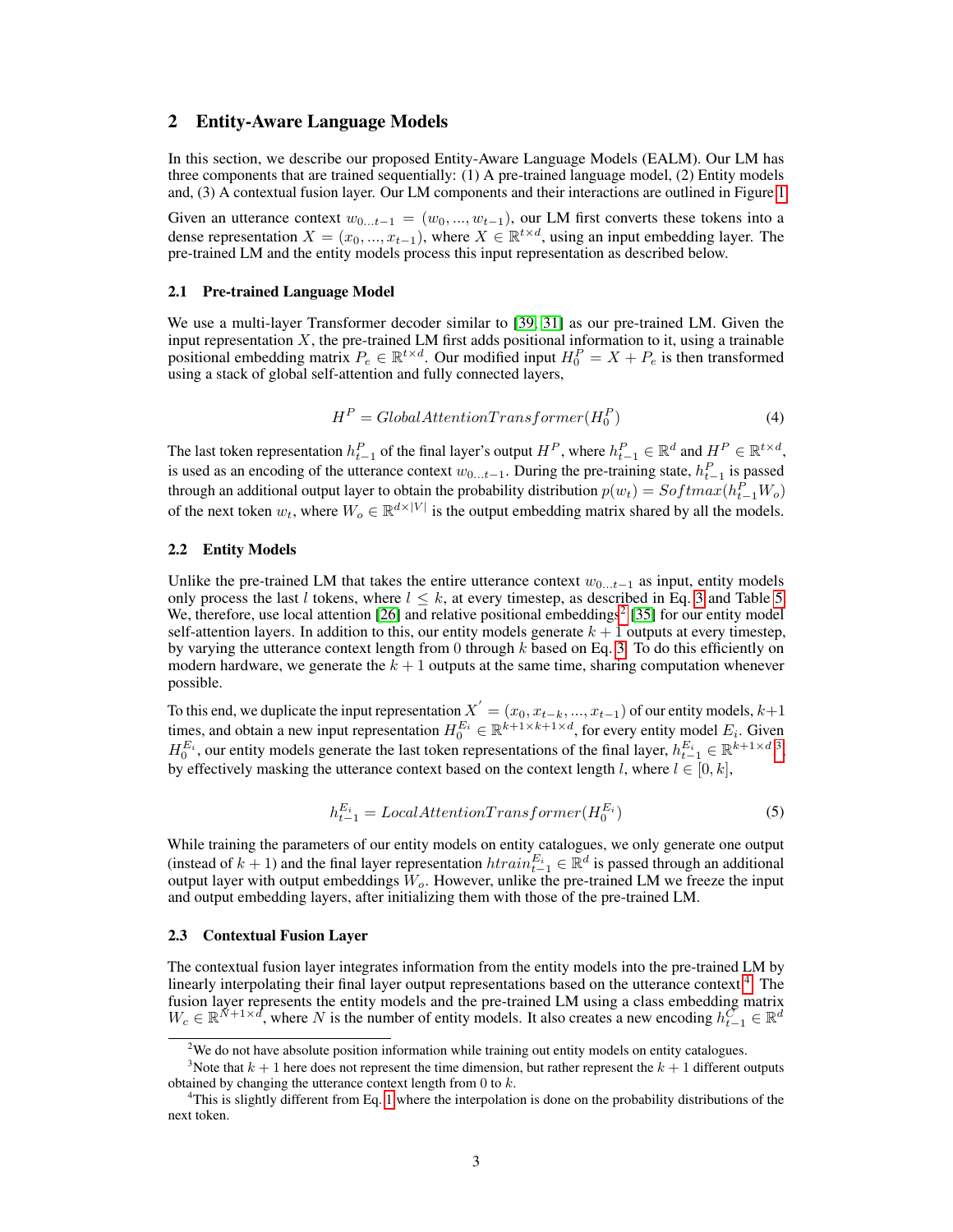## 2 Entity-Aware Language Models

In this section, we describe our proposed Entity-Aware Language Models (EALM). Our LM has three components that are trained sequentially: (1) A pre-trained language model, (2) Entity models and, (3) A contextual fusion layer. Our LM components and their interactions are outlined in Figure 1.

Given an utterance context $w_{0...t-1} = (w_0, ..., w_{t-1})$, our LM first converts these tokens into a dense representation $X = (x_0, ..., x_{t-1})$, where $X \in \mathbb{R}^{t \times d}$, using an input embedding layer. The pre-trained LM and the entity models process this input representation as described below.

### 2.1 Pre-trained Language Model

We use a multi-layer Transformer decoder similar to [39, 31] as our pre-trained LM. Given the input representation $X$, the pre-trained LM first adds positional information to it, using a trainable positional embedding matrix $P_e \in \mathbb{R}^{t \times d}$. Our modified input $H_0^P = X + P_e$ is then transformed using a stack of global self-attention and fully connected layers,

$$H^P = GlobalAttentionTransformer(H_0^P) \tag{4}$$

The last token representation $h_{t-1}^P$ of the final layer's output $H^P$, where $h_{t-1}^P \in \mathbb{R}^d$ and $H^P \in \mathbb{R}^{t \times d}$, is used as an encoding of the utterance context $w_{0...t-1}$. During the pre-training state, $h_{t-1}^P$ is passed through an additional output layer to obtain the probability distribution $p(w_t) = Softmax(h_{t-1}^P W_o)$ of the next token $w_t$, where $W_o \in \mathbb{R}^{d \times |V|}$ is the output embedding matrix shared by all the models.

### 2.2 Entity Models

Unlike the pre-trained LM that takes the entire utterance context $w_{0...t-1}$ as input, entity models only process the last $l$ tokens, where $l \leq k$, at every timestep, as described in Eq. 3 and Table 5. We, therefore, use local attention [26] and relative positional embeddings[2] [35] for our entity model self-attention layers. In addition to this, our entity models generate $k+1$ outputs at every timestep, by varying the utterance context length from 0 through $k$ based on Eq. 3. To do this efficiently on modern hardware, we generate the $k+1$ outputs at the same time, sharing computation whenever possible.

To this end, we duplicate the input representation $X' = (x_0, x_{t-k}, ..., x_{t-1})$ of our entity models, $k+1$ times, and obtain a new input representation $H_0^{E_i} \in \mathbb{R}^{k+1 \times k+1 \times d}$, for every entity model $E_i$. Given $H_0^{E_i}$, our entity models generate the last token representations of the final layer, $h_{t-1}^{E_i} \in \mathbb{R}^{k+1 \times d}$[3], by effectively masking the utterance context based on the context length $l$, where $l \in [0, k]$,

$$h_{t-1}^{E_i} = LocalAttentionTransformer(H_0^{E_i}) \tag{5}$$

While training the parameters of our entity models on entity catalogues, we only generate one output (instead of $k+1$) and the final layer representation $htrain_{t-1}^{E_i} \in \mathbb{R}^d$ is passed through an additional output layer with output embeddings $W_o$. However, unlike the pre-trained LM we freeze the input and output embedding layers, after initializing them with those of the pre-trained LM.

### 2.3 Contextual Fusion Layer

The contextual fusion layer integrates information from the entity models into the pre-trained LM by linearly interpolating their final layer output representations based on the utterance context[4]. The fusion layer represents the entity models and the pre-trained LM using a class embedding matrix $W_c \in \mathbb{R}^{N+1 \times d}$, where $N$ is the number of entity models. It also creates a new encoding $h_{t-1}^C \in \mathbb{R}^d$

[2] We do not have absolute position information while training out entity models on entity catalogues.

[3] Note that $k+1$ here does not represent the time dimension, but rather represent the $k+1$ different outputs obtained by changing the utterance context length from 0 to $k$.

[4] This is slightly different from Eq. 1 where the interpolation is done on the probability distributions of the next token.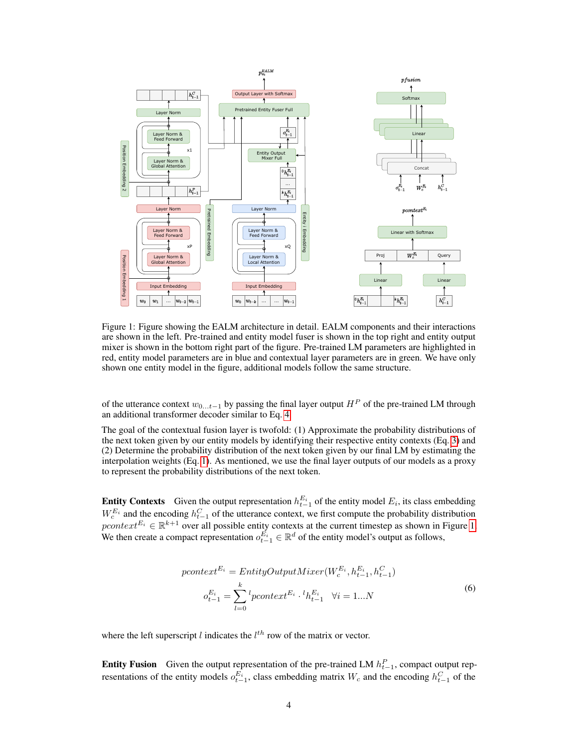Figure 1: Figure showing the EALM architecture in detail. EALM components and their interactions are shown in the left. Pre-trained and entity model fuser is shown in the top right and entity output mixer is shown in the bottom right part of the figure. Pre-trained LM parameters are highlighted in red, entity model parameters are in blue and contextual layer parameters are in green. We have only shown one entity model in the figure, additional models follow the same structure.

of the utterance context $w_{0...t-1}$ by passing the final layer output $H^P$ of the pre-trained LM through an additional transformer decoder similar to Eq. 4.

The goal of the contextual fusion layer is twofold: (1) Approximate the probability distributions of the next token given by our entity models by identifying their respective entity contexts (Eq. 3) and (2) Determine the probability distribution of the next token given by our final LM by estimating the interpolation weights (Eq. 1). As mentioned, we use the final layer outputs of our models as a proxy to represent the probability distributions of the next token.

**Entity Contexts** Given the output representation $h^{E_i}_{t-1}$ of the entity model $E_i$, its class embedding $W^{E_i}_c$ and the encoding $h^C_{t-1}$ of the utterance context, we first compute the probability distribution $pcontext^{E_i} \in \mathbb{R}^{k+1}$ over all possible entity contexts at the current timestep as shown in Figure 1. We then create a compact representation $o^{E_i}_{t-1} \in \mathbb{R}^d$ of the entity model's output as follows,

$$
\begin{aligned}
pcontext^{E_i} &= EntityOutputMixer(W^{E_i}_c, h^{E_i}_{t-1}, h^C_{t-1}) \\
o^{E_i}_{t-1} &= \sum_{l=0}^{k} {}^{l}pcontext^{E_i} \cdot {}^{l}h^{E_i}_{t-1} \quad \forall i = 1...N
\end{aligned}
\tag{6}
$$

where the left superscript $l$ indicates the $l^{th}$ row of the matrix or vector.

**Entity Fusion** Given the output representation of the pre-trained LM $h^P_{t-1}$, compact output representations of the entity models $o^{E_i}_{t-1}$, class embedding matrix $W_c$ and the encoding $h^C_{t-1}$ of the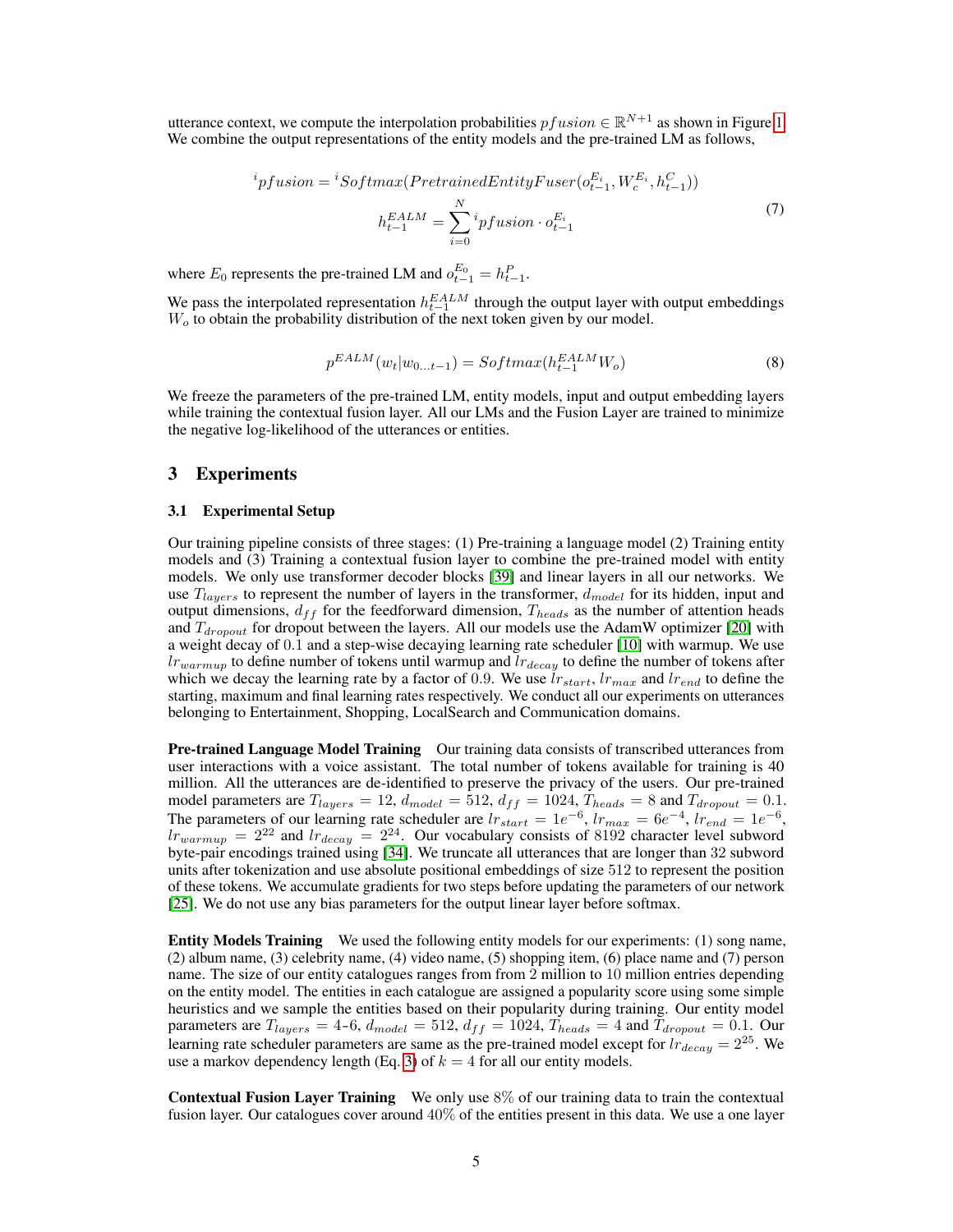utterance context, we compute the interpolation probabilities $pfusion \in \mathbb{R}^{N+1}$ as shown in Figure 1. We combine the output representations of the entity models and the pre-trained LM as follows,

$$
\begin{aligned}
{}^{i}pfusion &= {}^{i}Softmax(PretrainedEntityFuser(o_{t-1}^{E_i}, W_c^{E_i}, h_{t-1}^{C})) \\
h_{t-1}^{EALM} &= \sum_{i=0}^{N} {}^{i}pfusion \cdot o_{t-1}^{E_i}
\end{aligned}
\tag{7}
$$

where $E_0$ represents the pre-trained LM and $o_{t-1}^{E_0} = h_{t-1}^{P}$.

We pass the interpolated representation $h_{t-1}^{EALM}$ through the output layer with output embeddings $W_o$ to obtain the probability distribution of the next token given by our model.

$$
p^{EALM}(w_t | w_{0 \ldots t-1}) = Softmax(h_{t-1}^{EALM} W_o) \tag{8}
$$

We freeze the parameters of the pre-trained LM, entity models, input and output embedding layers while training the contextual fusion layer. All our LMs and the Fusion Layer are trained to minimize the negative log-likelihood of the utterances or entities.

## 3 Experiments

### 3.1 Experimental Setup

Our training pipeline consists of three stages: (1) Pre-training a language model (2) Training entity models and (3) Training a contextual fusion layer to combine the pre-trained model with entity models. We only use transformer decoder blocks [39] and linear layers in all our networks. We use $T_{layers}$ to represent the number of layers in the transformer, $d_{model}$ for its hidden, input and output dimensions, $d_{ff}$ for the feedforward dimension, $T_{heads}$ as the number of attention heads and $T_{dropout}$ for dropout between the layers. All our models use the AdamW optimizer [20] with a weight decay of 0.1 and a step-wise decaying learning rate scheduler [10] with warmup. We use $lr_{warmup}$ to define number of tokens until warmup and $lr_{decay}$ to define the number of tokens after which we decay the learning rate by a factor of 0.9. We use $lr_{start}$, $lr_{max}$ and $lr_{end}$ to define the starting, maximum and final learning rates respectively. We conduct all our experiments on utterances belonging to Entertainment, Shopping, LocalSearch and Communication domains.

**Pre-trained Language Model Training** Our training data consists of transcribed utterances from user interactions with a voice assistant. The total number of tokens available for training is 40 million. All the utterances are de-identified to preserve the privacy of the users. Our pre-trained model parameters are $T_{layers} = 12$, $d_{model} = 512$, $d_{ff} = 1024$, $T_{heads} = 8$ and $T_{dropout} = 0.1$. The parameters of our learning rate scheduler are $lr_{start} = 1e^{-6}$, $lr_{max} = 6e^{-4}$, $lr_{end} = 1e^{-6}$, $lr_{warmup} = 2^{22}$ and $lr_{decay} = 2^{24}$. Our vocabulary consists of 8192 character level subword byte-pair encodings trained using [34]. We truncate all utterances that are longer than 32 subword units after tokenization and use absolute positional embeddings of size 512 to represent the position of these tokens. We accumulate gradients for two steps before updating the parameters of our network [25]. We do not use any bias parameters for the output linear layer before softmax.

**Entity Models Training** We used the following entity models for our experiments: (1) song name, (2) album name, (3) celebrity name, (4) video name, (5) shopping item, (6) place name and (7) person name. The size of our entity catalogues ranges from 2 million to 10 million entries depending on the entity model. The entities in each catalogue are assigned a popularity score using some simple heuristics and we sample the entities based on their popularity during training. Our entity model parameters are $T_{layers} =$ 4-6, $d_{model} = 512$, $d_{ff} = 1024$, $T_{heads} = 4$ and $T_{dropout} = 0.1$. Our learning rate scheduler parameters are same as the pre-trained model except for $lr_{decay} = 2^{25}$. We use a markov dependency length (Eq. 3) of $k = 4$ for all our entity models.

**Contextual Fusion Layer Training** We only use 8% of our training data to train the contextual fusion layer. Our catalogues cover around 40% of the entities present in this data. We use a one layer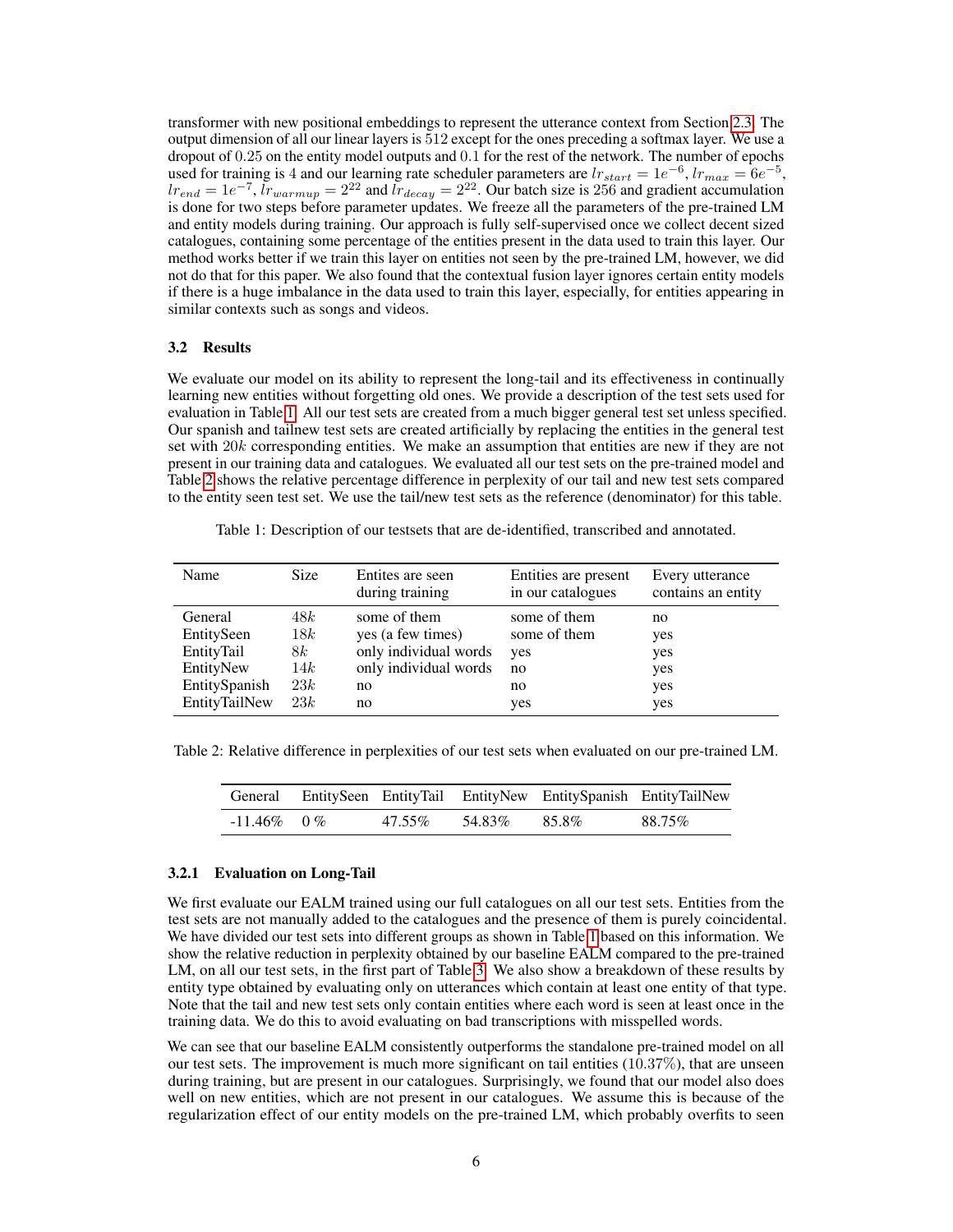transformer with new positional embeddings to represent the utterance context from Section 2.3. The output dimension of all our linear layers is $512$ except for the ones preceding a softmax layer. We use a dropout of $0.25$ on the entity model outputs and $0.1$ for the rest of the network. The number of epochs used for training is $4$ and our learning rate scheduler parameters are $lr_{start} = 1e^{-6}$, $lr_{max} = 6e^{-5}$, $lr_{end} = 1e^{-7}$, $lr_{warmup} = 2^{22}$ and $lr_{decay} = 2^{22}$. Our batch size is $256$ and gradient accumulation is done for two steps before parameter updates. We freeze all the parameters of the pre-trained LM and entity models during training. Our approach is fully self-supervised once we collect decent sized catalogues, containing some percentage of the entities present in the data used to train this layer. Our method works better if we train this layer on entities not seen by the pre-trained LM, however, we did not do that for this paper. We also found that the contextual fusion layer ignores certain entity models if there is a huge imbalance in the data used to train this layer, especially, for entities appearing in similar contexts such as songs and videos.

### 3.2 Results

We evaluate our model on its ability to represent the long-tail and its effectiveness in continually learning new entities without forgetting old ones. We provide a description of the test sets used for evaluation in Table 1. All our test sets are created from a much bigger general test set unless specified. Our spanish and tailnew test sets are created artificially by replacing the entities in the general test set with $20k$ corresponding entities. We make an assumption that entities are new if they are not present in our training data and catalogues. We evaluated all our test sets on the pre-trained model and Table 2 shows the relative percentage difference in perplexity of our tail and new test sets compared to the entity seen test set. We use the tail/new test sets as the reference (denominator) for this table.

Table 1: Description of our testsets that are de-identified, transcribed and annotated.

| Name | Size | Entites are seen during training | Entities are present in our catalogues | Every utterance contains an entity |
|---|---|---|---|---|
| General | $48k$ | some of them | some of them | no |
| EntitySeen | $18k$ | yes (a few times) | some of them | yes |
| EntityTail | $8k$ | only individual words | yes | yes |
| EntityNew | $14k$ | only individual words | no | yes |
| EntitySpanish | $23k$ | no | no | yes |
| EntityTailNew | $23k$ | no | yes | yes |

Table 2: Relative difference in perplexities of our test sets when evaluated on our pre-trained LM.

| General | EntitySeen | EntityTail | EntityNew | EntitySpanish | EntityTailNew |
|---|---|---|---|---|---|
| -11.46% | 0 % | 47.55% | 54.83% | 85.8% | 88.75% |

#### 3.2.1 Evaluation on Long-Tail

We first evaluate our EALM trained using our full catalogues on all our test sets. Entities from the test sets are not manually added to the catalogues and the presence of them is purely coincidental. We have divided our test sets into different groups as shown in Table 1 based on this information. We show the relative reduction in perplexity obtained by our baseline EALM compared to the pre-trained LM, on all our test sets, in the first part of Table 3. We also show a breakdown of these results by entity type obtained by evaluating only on utterances which contain at least one entity of that type. Note that the tail and new test sets only contain entities where each word is seen at least once in the training data. We do this to avoid evaluating on bad transcriptions with misspelled words.

We can see that our baseline EALM consistently outperforms the standalone pre-trained model on all our test sets. The improvement is much more significant on tail entities ($10.37\%$), that are unseen during training, but are present in our catalogues. Surprisingly, we found that our model also does well on new entities, which are not present in our catalogues. We assume this is because of the regularization effect of our entity models on the pre-trained LM, which probably overfits to seen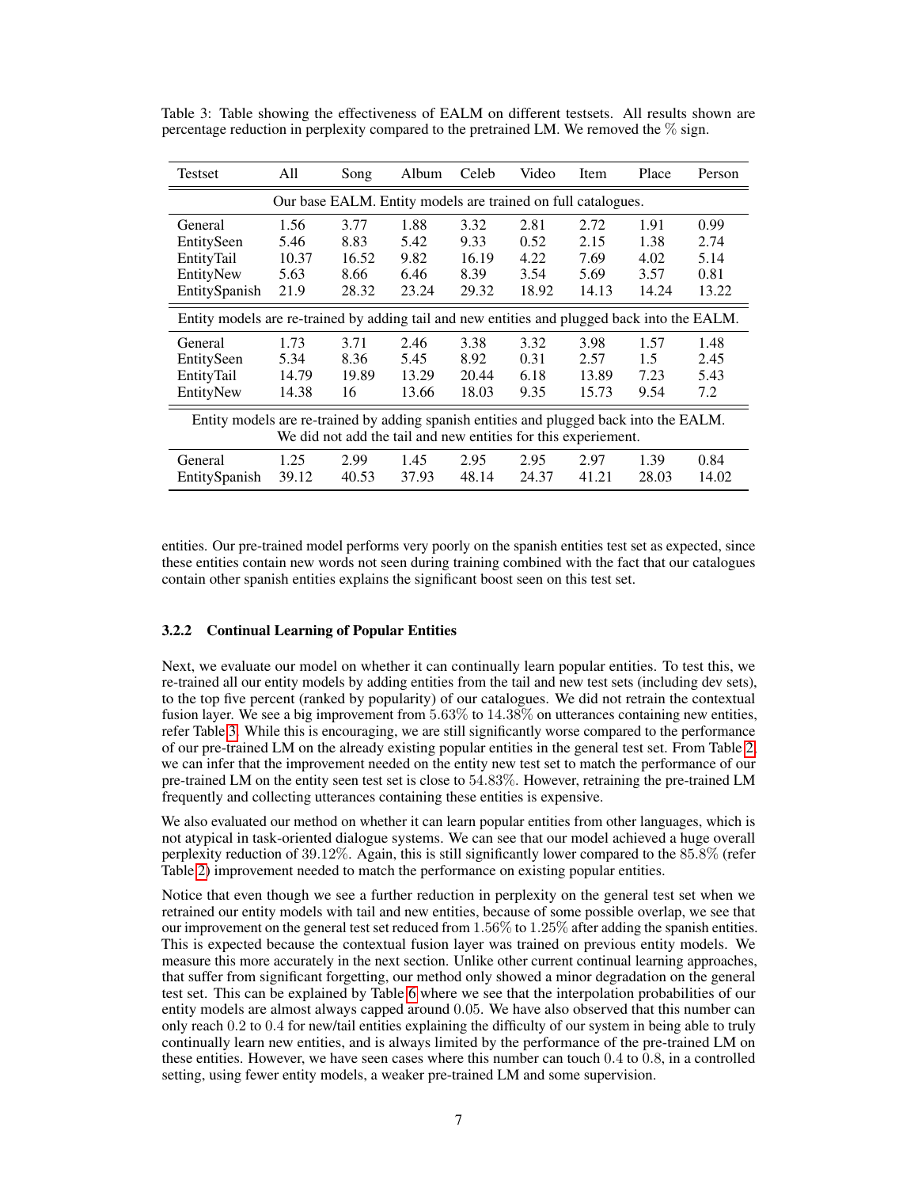Table 3: Table showing the effectiveness of EALM on different testsets. All results shown are percentage reduction in perplexity compared to the pretrained LM. We removed the % sign.

| Testset | All | Song | Album | Celeb | Video | Item | Place | Person |
|---|---|---|---|---|---|---|---|---|
| Our base EALM. Entity models are trained on full catalogues. | | | | | | | | |
| General | 1.56 | 3.77 | 1.88 | 3.32 | 2.81 | 2.72 | 1.91 | 0.99 |
| EntitySeen | 5.46 | 8.83 | 5.42 | 9.33 | 0.52 | 2.15 | 1.38 | 2.74 |
| EntityTail | 10.37 | 16.52 | 9.82 | 16.19 | 4.22 | 7.69 | 4.02 | 5.14 |
| EntityNew | 5.63 | 8.66 | 6.46 | 8.39 | 3.54 | 5.69 | 3.57 | 0.81 |
| EntitySpanish | 21.9 | 28.32 | 23.24 | 29.32 | 18.92 | 14.13 | 14.24 | 13.22 |
| Entity models are re-trained by adding tail and new entities and plugged back into the EALM. | | | | | | | | |
| General | 1.73 | 3.71 | 2.46 | 3.38 | 3.32 | 3.98 | 1.57 | 1.48 |
| EntitySeen | 5.34 | 8.36 | 5.45 | 8.92 | 0.31 | 2.57 | 1.5 | 2.45 |
| EntityTail | 14.79 | 19.89 | 13.29 | 20.44 | 6.18 | 13.89 | 7.23 | 5.43 |
| EntityNew | 14.38 | 16 | 13.66 | 18.03 | 9.35 | 15.73 | 9.54 | 7.2 |
| Entity models are re-trained by adding spanish entities and plugged back into the EALM. We did not add the tail and new entities for this experiement. | | | | | | | | |
| General | 1.25 | 2.99 | 1.45 | 2.95 | 2.95 | 2.97 | 1.39 | 0.84 |
| EntitySpanish | 39.12 | 40.53 | 37.93 | 48.14 | 24.37 | 41.21 | 28.03 | 14.02 |

entities. Our pre-trained model performs very poorly on the spanish entities test set as expected, since these entities contain new words not seen during training combined with the fact that our catalogues contain other spanish entities explains the significant boost seen on this test set.

#### 3.2.2 Continual Learning of Popular Entities

Next, we evaluate our model on whether it can continually learn popular entities. To test this, we re-trained all our entity models by adding entities from the tail and new test sets (including dev sets), to the top five percent (ranked by popularity) of our catalogues. We did not retrain the contextual fusion layer. We see a big improvement from $5.63\%$ to $14.38\%$ on utterances containing new entities, refer Table 3. While this is encouraging, we are still significantly worse compared to the performance of our pre-trained LM on the already existing popular entities in the general test set. From Table 2, we can infer that the improvement needed on the entity new test set to match the performance of our pre-trained LM on the entity seen test set is close to $54.83\%$. However, retraining the pre-trained LM frequently and collecting utterances containing these entities is expensive.

We also evaluated our method on whether it can learn popular entities from other languages, which is not atypical in task-oriented dialogue systems. We can see that our model achieved a huge overall perplexity reduction of $39.12\%$. Again, this is still significantly lower compared to the $85.8\%$ (refer Table 2) improvement needed to match the performance on existing popular entities.

Notice that even though we see a further reduction in perplexity on the general test set when we retrained our entity models with tail and new entities, because of some possible overlap, we see that our improvement on the general test set reduced from $1.56\%$ to $1.25\%$ after adding the spanish entities. This is expected because the contextual fusion layer was trained on previous entity models. We measure this more accurately in the next section. Unlike other current continual learning approaches, that suffer from significant forgetting, our method only showed a minor degradation on the general test set. This can be explained by Table 6 where we see that the interpolation probabilities of our entity models are almost always capped around $0.05$. We have also observed that this number can only reach $0.2$ to $0.4$ for new/tail entities explaining the difficulty of our system in being able to truly continually learn new entities, and is always limited by the performance of the pre-trained LM on these entities. However, we have seen cases where this number can touch $0.4$ to $0.8$, in a controlled setting, using fewer entity models, a weaker pre-trained LM and some supervision.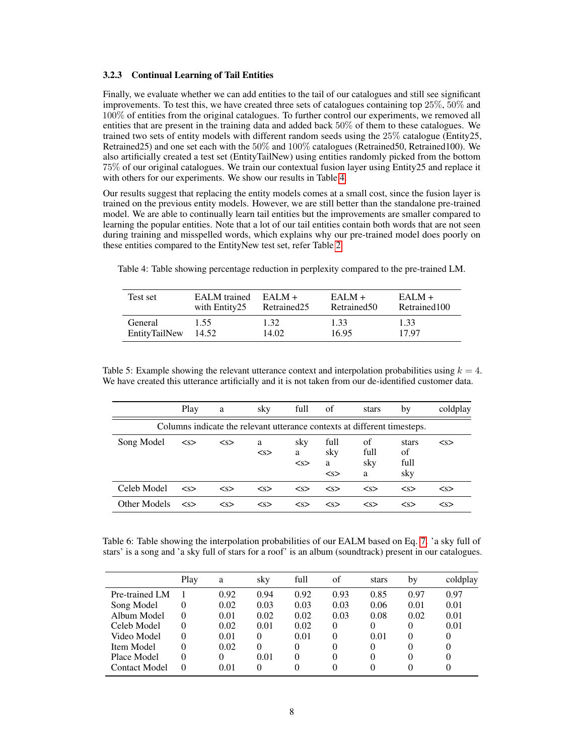### 3.2.3 Continual Learning of Tail Entities

Finally, we evaluate whether we can add entities to the tail of our catalogues and still see significant improvements. To test this, we have created three sets of catalogues containing top $25\%$, $50\%$ and $100\%$ of entities from the original catalogues. To further control our experiments, we removed all entities that are present in the training data and added back $50\%$ of them to these catalogues. We trained two sets of entity models with different random seeds using the $25\%$ catalogue (Entity25, Retrained25) and one set each with the $50\%$ and $100\%$ catalogues (Retrained50, Retrained100). We also artificially created a test set (EntityTailNew) using entities randomly picked from the bottom $75\%$ of our original catalogues. We train our contextual fusion layer using Entity25 and replace it with others for our experiments. We show our results in Table 4.

Our results suggest that replacing the entity models comes at a small cost, since the fusion layer is trained on the previous entity models. However, we are still better than the standalone pre-trained model. We are able to continually learn tail entities but the improvements are smaller compared to learning the popular entities. Note that a lot of our tail entities contain both words that are not seen during training and misspelled words, which explains why our pre-trained model does poorly on these entities compared to the EntityNew test set, refer Table 2.

Table 4: Table showing percentage reduction in perplexity compared to the pre-trained LM.

| Test set | EALM trained with Entity25 | EALM + Retrained25 | EALM + Retrained50 | EALM + Retrained100 |
|---|---|---|---|---|
| General | 1.55 | 1.32 | 1.33 | 1.33 |
| EntityTailNew | 14.52 | 14.02 | 16.95 | 17.97 |

Table 5: Example showing the relevant utterance context and interpolation probabilities using $k = 4$. We have created this utterance artificially and it is not taken from our de-identified customer data.

| | Play | a | sky | full | of | stars | by | coldplay |
|---|---|---|---|---|---|---|---|---|
| Columns indicate the relevant utterance contexts at different timesteps. | | | | | | | | |
| Song Model | <s> | <s> | a <s> | sky a <s> | full sky a <s> | of full sky a | stars of full sky | <s> |
| Celeb Model | <s> | <s> | <s> | <s> | <s> | <s> | <s> | <s> |
| Other Models | <s> | <s> | <s> | <s> | <s> | <s> | <s> | <s> |

Table 6: Table showing the interpolation probabilities of our EALM based on Eq. 7. 'a sky full of stars' is a song and 'a sky full of stars for a roof' is an album (soundtrack) present in our catalogues.

| | Play | a | sky | full | of | stars | by | coldplay |
|---|---|---|---|---|---|---|---|---|
| Pre-trained LM | 1 | 0.92 | 0.94 | 0.92 | 0.93 | 0.85 | 0.97 | 0.97 |
| Song Model | 0 | 0.02 | 0.03 | 0.03 | 0.03 | 0.06 | 0.01 | 0.01 |
| Album Model | 0 | 0.01 | 0.02 | 0.02 | 0.03 | 0.08 | 0.02 | 0.01 |
| Celeb Model | 0 | 0.02 | 0.01 | 0.02 | 0 | 0 | 0 | 0.01 |
| Video Model | 0 | 0.01 | 0 | 0.01 | 0 | 0.01 | 0 | 0 |
| Item Model | 0 | 0.02 | 0 | 0 | 0 | 0 | 0 | 0 |
| Place Model | 0 | 0 | 0.01 | 0 | 0 | 0 | 0 | 0 |
| Contact Model | 0 | 0.01 | 0 | 0 | 0 | 0 | 0 | 0 |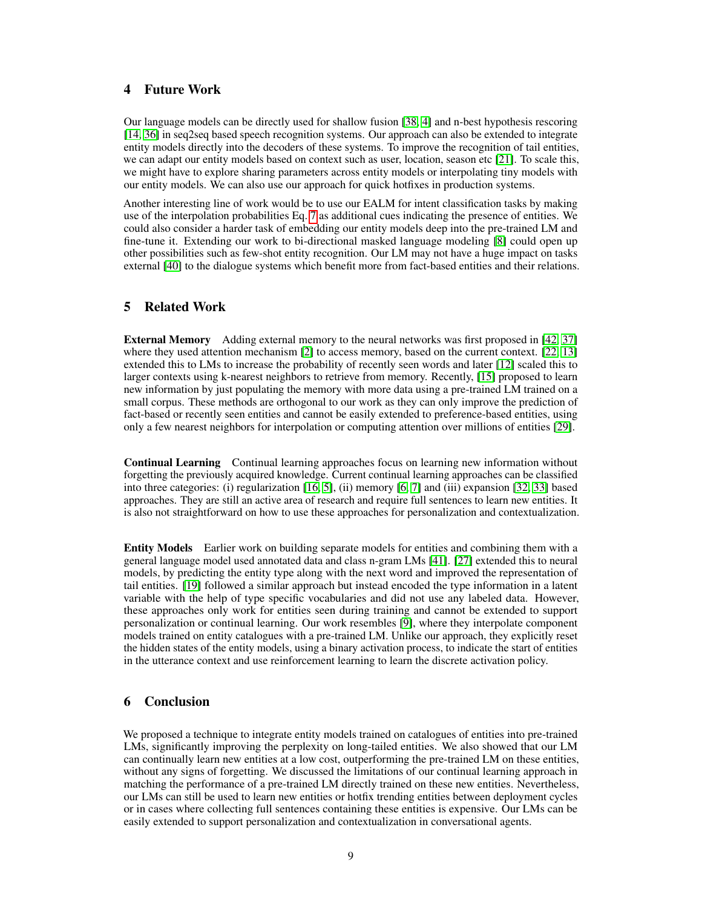## 4 Future Work

Our language models can be directly used for shallow fusion [38, 4] and n-best hypothesis rescoring [14, 36] in seq2seq based speech recognition systems. Our approach can also be extended to integrate entity models directly into the decoders of these systems. To improve the recognition of tail entities, we can adapt our entity models based on context such as user, location, season etc [21]. To scale this, we might have to explore sharing parameters across entity models or interpolating tiny models with our entity models. We can also use our approach for quick hotfixes in production systems.

Another interesting line of work would be to use our EALM for intent classification tasks by making use of the interpolation probabilities Eq. 7 as additional cues indicating the presence of entities. We could also consider a harder task of embedding our entity models deep into the pre-trained LM and fine-tune it. Extending our work to bi-directional masked language modeling [8] could open up other possibilities such as few-shot entity recognition. Our LM may not have a huge impact on tasks external [40] to the dialogue systems which benefit more from fact-based entities and their relations.

## 5 Related Work

**External Memory** Adding external memory to the neural networks was first proposed in [42, 37] where they used attention mechanism [2] to access memory, based on the current context. [22, 13] extended this to LMs to increase the probability of recently seen words and later [12] scaled this to larger contexts using k-nearest neighbors to retrieve from memory. Recently, [15] proposed to learn new information by just populating the memory with more data using a pre-trained LM trained on a small corpus. These methods are orthogonal to our work as they can only improve the prediction of fact-based or recently seen entities and cannot be easily extended to preference-based entities, using only a few nearest neighbors for interpolation or computing attention over millions of entities [29].

**Continual Learning** Continual learning approaches focus on learning new information without forgetting the previously acquired knowledge. Current continual learning approaches can be classified into three categories: (i) regularization [16, 5], (ii) memory [6, 7] and (iii) expansion [32, 33] based approaches. They are still an active area of research and require full sentences to learn new entities. It is also not straightforward on how to use these approaches for personalization and contextualization.

**Entity Models** Earlier work on building separate models for entities and combining them with a general language model used annotated data and class n-gram LMs [41]. [27] extended this to neural models, by predicting the entity type along with the next word and improved the representation of tail entities. [19] followed a similar approach but instead encoded the type information in a latent variable with the help of type specific vocabularies and did not use any labeled data. However, these approaches only work for entities seen during training and cannot be extended to support personalization or continual learning. Our work resembles [9], where they interpolate component models trained on entity catalogues with a pre-trained LM. Unlike our approach, they explicitly reset the hidden states of the entity models, using a binary activation process, to indicate the start of entities in the utterance context and use reinforcement learning to learn the discrete activation policy.

## 6 Conclusion

We proposed a technique to integrate entity models trained on catalogues of entities into pre-trained LMs, significantly improving the perplexity on long-tailed entities. We also showed that our LM can continually learn new entities at a low cost, outperforming the pre-trained LM on these entities, without any signs of forgetting. We discussed the limitations of our continual learning approach in matching the performance of a pre-trained LM directly trained on these new entities. Nevertheless, our LMs can still be used to learn new entities or hotfix trending entities between deployment cycles or in cases where collecting full sentences containing these entities is expensive. Our LMs can be easily extended to support personalization and contextualization in conversational agents.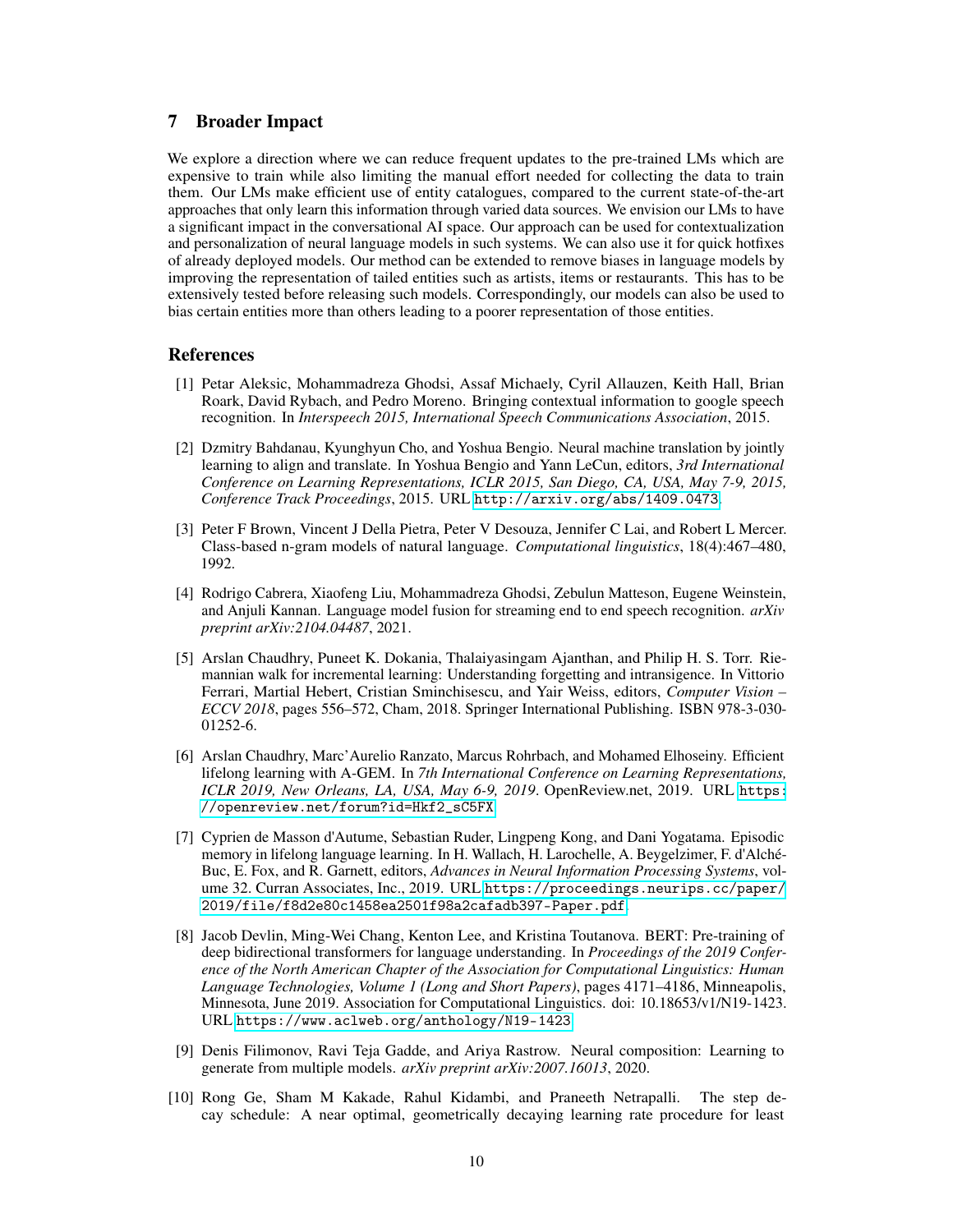## 7 Broader Impact

We explore a direction where we can reduce frequent updates to the pre-trained LMs which are expensive to train while also limiting the manual effort needed for collecting the data to train them. Our LMs make efficient use of entity catalogues, compared to the current state-of-the-art approaches that only learn this information through varied data sources. We envision our LMs to have a significant impact in the conversational AI space. Our approach can be used for contextualization and personalization of neural language models in such systems. We can also use it for quick hotfixes of already deployed models. Our method can be extended to remove biases in language models by improving the representation of tailed entities such as artists, items or restaurants. This has to be extensively tested before releasing such models. Correspondingly, our models can also be used to bias certain entities more than others leading to a poorer representation of those entities.

## References

[1] Petar Aleksic, Mohammadreza Ghodsi, Assaf Michaely, Cyril Allauzen, Keith Hall, Brian Roark, David Rybach, and Pedro Moreno. Bringing contextual information to google speech recognition. In *Interspeech 2015, International Speech Communications Association*, 2015.

[2] Dzmitry Bahdanau, Kyunghyun Cho, and Yoshua Bengio. Neural machine translation by jointly learning to align and translate. In Yoshua Bengio and Yann LeCun, editors, *3rd International Conference on Learning Representations, ICLR 2015, San Diego, CA, USA, May 7-9, 2015, Conference Track Proceedings*, 2015. URL http://arxiv.org/abs/1409.0473.

[3] Peter F Brown, Vincent J Della Pietra, Peter V Desouza, Jennifer C Lai, and Robert L Mercer. Class-based n-gram models of natural language. *Computational linguistics*, 18(4):467–480, 1992.

[4] Rodrigo Cabrera, Xiaofeng Liu, Mohammadreza Ghodsi, Zebulun Matteson, Eugene Weinstein, and Anjuli Kannan. Language model fusion for streaming end to end speech recognition. *arXiv preprint arXiv:2104.04487*, 2021.

[5] Arslan Chaudhry, Puneet K. Dokania, Thalaiyasingam Ajanthan, and Philip H. S. Torr. Riemannian walk for incremental learning: Understanding forgetting and intransigence. In Vittorio Ferrari, Martial Hebert, Cristian Sminchisescu, and Yair Weiss, editors, *Computer Vision – ECCV 2018*, pages 556–572, Cham, 2018. Springer International Publishing. ISBN 978-3-030-01252-6.

[6] Arslan Chaudhry, Marc'Aurelio Ranzato, Marcus Rohrbach, and Mohamed Elhoseiny. Efficient lifelong learning with A-GEM. In *7th International Conference on Learning Representations, ICLR 2019, New Orleans, LA, USA, May 6-9, 2019*. OpenReview.net, 2019. URL https://openreview.net/forum?id=Hkf2_sC5FX.

[7] Cyprien de Masson d'Autume, Sebastian Ruder, Lingpeng Kong, and Dani Yogatama. Episodic memory in lifelong language learning. In H. Wallach, H. Larochelle, A. Beygelzimer, F. d'Alché-Buc, E. Fox, and R. Garnett, editors, *Advances in Neural Information Processing Systems*, volume 32. Curran Associates, Inc., 2019. URL https://proceedings.neurips.cc/paper/2019/file/f8d2e80c1458ea2501f98a2cafadb397-Paper.pdf.

[8] Jacob Devlin, Ming-Wei Chang, Kenton Lee, and Kristina Toutanova. BERT: Pre-training of deep bidirectional transformers for language understanding. In *Proceedings of the 2019 Conference of the North American Chapter of the Association for Computational Linguistics: Human Language Technologies, Volume 1 (Long and Short Papers)*, pages 4171–4186, Minneapolis, Minnesota, June 2019. Association for Computational Linguistics. doi: 10.18653/v1/N19-1423. URL https://www.aclweb.org/anthology/N19-1423.

[9] Denis Filimonov, Ravi Teja Gadde, and Ariya Rastrow. Neural composition: Learning to generate from multiple models. *arXiv preprint arXiv:2007.16013*, 2020.

[10] Rong Ge, Sham M Kakade, Rahul Kidambi, and Praneeth Netrapalli. The step decay schedule: A near optimal, geometrically decaying learning rate procedure for least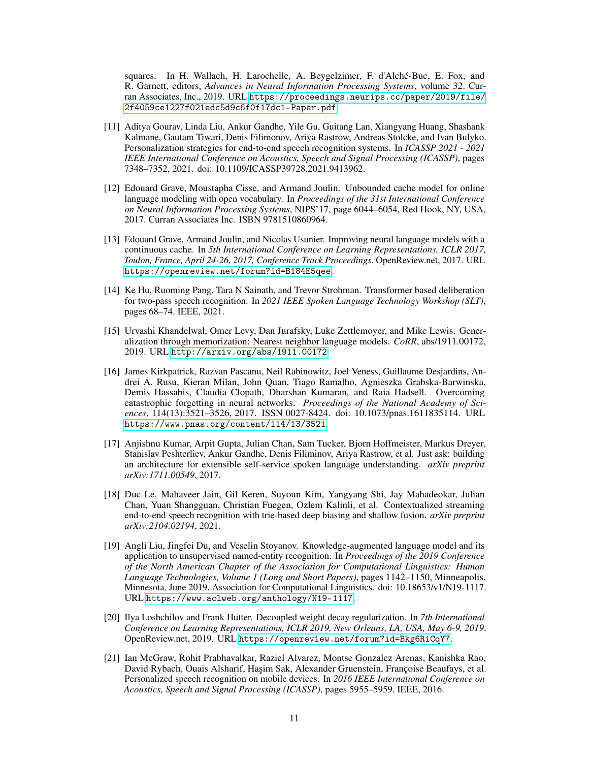squares. In H. Wallach, H. Larochelle, A. Beygelzimer, F. d'Alché-Buc, E. Fox, and R. Garnett, editors, *Advances in Neural Information Processing Systems*, volume 32. Curran Associates, Inc., 2019. URL https://proceedings.neurips.cc/paper/2019/file/2f4059ce1227f021edc5d9c6f0f17dc1-Paper.pdf.

[11] Aditya Gourav, Linda Liu, Ankur Gandhe, Yile Gu, Guitang Lan, Xiangyang Huang, Shashank Kalmane, Gautam Tiwari, Denis Filimonov, Ariya Rastrow, Andreas Stolcke, and Ivan Bulyko. Personalization strategies for end-to-end speech recognition systems. In *ICASSP 2021 - 2021 IEEE International Conference on Acoustics, Speech and Signal Processing (ICASSP)*, pages 7348–7352, 2021. doi: 10.1109/ICASSP39728.2021.9413962.

[12] Edouard Grave, Moustapha Cisse, and Armand Joulin. Unbounded cache model for online language modeling with open vocabulary. In *Proceedings of the 31st International Conference on Neural Information Processing Systems*, NIPS'17, page 6044–6054, Red Hook, NY, USA, 2017. Curran Associates Inc. ISBN 9781510860964.

[13] Edouard Grave, Armand Joulin, and Nicolas Usunier. Improving neural language models with a continuous cache. In *5th International Conference on Learning Representations, ICLR 2017, Toulon, France, April 24-26, 2017, Conference Track Proceedings*. OpenReview.net, 2017. URL https://openreview.net/forum?id=B184E5qee.

[14] Ke Hu, Ruoming Pang, Tara N Sainath, and Trevor Strohman. Transformer based deliberation for two-pass speech recognition. In *2021 IEEE Spoken Language Technology Workshop (SLT)*, pages 68–74. IEEE, 2021.

[15] Urvashi Khandelwal, Omer Levy, Dan Jurafsky, Luke Zettlemoyer, and Mike Lewis. Generalization through memorization: Nearest neighbor language models. *CoRR*, abs/1911.00172, 2019. URL http://arxiv.org/abs/1911.00172.

[16] James Kirkpatrick, Razvan Pascanu, Neil Rabinowitz, Joel Veness, Guillaume Desjardins, Andrei A. Rusu, Kieran Milan, John Quan, Tiago Ramalho, Agnieszka Grabska-Barwinska, Demis Hassabis, Claudia Clopath, Dharshan Kumaran, and Raia Hadsell. Overcoming catastrophic forgetting in neural networks. *Proceedings of the National Academy of Sciences*, 114(13):3521–3526, 2017. ISSN 0027-8424. doi: 10.1073/pnas.1611835114. URL https://www.pnas.org/content/114/13/3521.

[17] Anjishnu Kumar, Arpit Gupta, Julian Chan, Sam Tucker, Bjorn Hoffmeister, Markus Dreyer, Stanislav Peshterliev, Ankur Gandhe, Denis Filiminov, Ariya Rastrow, et al. Just ask: building an architecture for extensible self-service spoken language understanding. *arXiv preprint arXiv:1711.00549*, 2017.

[18] Duc Le, Mahaveer Jain, Gil Keren, Suyoun Kim, Yangyang Shi, Jay Mahadeokar, Julian Chan, Yuan Shangguan, Christian Fuegen, Ozlem Kalinli, et al. Contextualized streaming end-to-end speech recognition with trie-based deep biasing and shallow fusion. *arXiv preprint arXiv:2104.02194*, 2021.

[19] Angli Liu, Jingfei Du, and Veselin Stoyanov. Knowledge-augmented language model and its application to unsupervised named-entity recognition. In *Proceedings of the 2019 Conference of the North American Chapter of the Association for Computational Linguistics: Human Language Technologies, Volume 1 (Long and Short Papers)*, pages 1142–1150, Minneapolis, Minnesota, June 2019. Association for Computational Linguistics. doi: 10.18653/v1/N19-1117. URL https://www.aclweb.org/anthology/N19-1117.

[20] Ilya Loshchilov and Frank Hutter. Decoupled weight decay regularization. In *7th International Conference on Learning Representations, ICLR 2019, New Orleans, LA, USA, May 6-9, 2019*. OpenReview.net, 2019. URL https://openreview.net/forum?id=Bkg6RiCqY7.

[21] Ian McGraw, Rohit Prabhavalkar, Raziel Alvarez, Montse Gonzalez Arenas, Kanishka Rao, David Rybach, Ouais Alsharif, Haşim Sak, Alexander Gruenstein, Françoise Beaufays, et al. Personalized speech recognition on mobile devices. In *2016 IEEE International Conference on Acoustics, Speech and Signal Processing (ICASSP)*, pages 5955–5959. IEEE, 2016.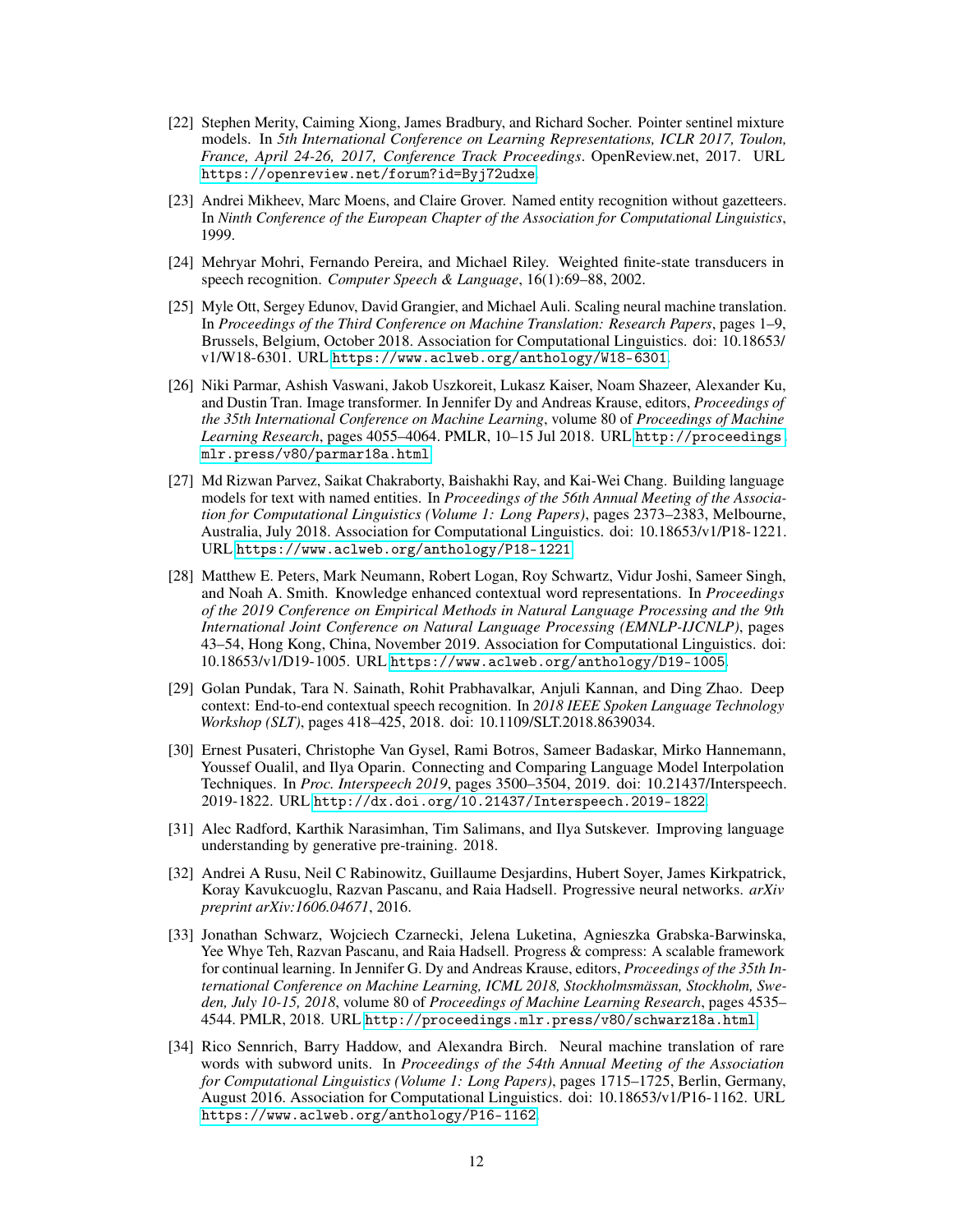[22] Stephen Merity, Caiming Xiong, James Bradbury, and Richard Socher. Pointer sentinel mixture models. In *5th International Conference on Learning Representations, ICLR 2017, Toulon, France, April 24-26, 2017, Conference Track Proceedings*. OpenReview.net, 2017. URL https://openreview.net/forum?id=Byj72udxe.

[23] Andrei Mikheev, Marc Moens, and Claire Grover. Named entity recognition without gazetteers. In *Ninth Conference of the European Chapter of the Association for Computational Linguistics*, 1999.

[24] Mehryar Mohri, Fernando Pereira, and Michael Riley. Weighted finite-state transducers in speech recognition. *Computer Speech & Language*, 16(1):69–88, 2002.

[25] Myle Ott, Sergey Edunov, David Grangier, and Michael Auli. Scaling neural machine translation. In *Proceedings of the Third Conference on Machine Translation: Research Papers*, pages 1–9, Brussels, Belgium, October 2018. Association for Computational Linguistics. doi: 10.18653/v1/W18-6301. URL https://www.aclweb.org/anthology/W18-6301.

[26] Niki Parmar, Ashish Vaswani, Jakob Uszkoreit, Lukasz Kaiser, Noam Shazeer, Alexander Ku, and Dustin Tran. Image transformer. In Jennifer Dy and Andreas Krause, editors, *Proceedings of the 35th International Conference on Machine Learning*, volume 80 of *Proceedings of Machine Learning Research*, pages 4055–4064. PMLR, 10–15 Jul 2018. URL http://proceedings.mlr.press/v80/parmar18a.html.

[27] Md Rizwan Parvez, Saikat Chakraborty, Baishakhi Ray, and Kai-Wei Chang. Building language models for text with named entities. In *Proceedings of the 56th Annual Meeting of the Association for Computational Linguistics (Volume 1: Long Papers)*, pages 2373–2383, Melbourne, Australia, July 2018. Association for Computational Linguistics. doi: 10.18653/v1/P18-1221. URL https://www.aclweb.org/anthology/P18-1221.

[28] Matthew E. Peters, Mark Neumann, Robert Logan, Roy Schwartz, Vidur Joshi, Sameer Singh, and Noah A. Smith. Knowledge enhanced contextual word representations. In *Proceedings of the 2019 Conference on Empirical Methods in Natural Language Processing and the 9th International Joint Conference on Natural Language Processing (EMNLP-IJCNLP)*, pages 43–54, Hong Kong, China, November 2019. Association for Computational Linguistics. doi: 10.18653/v1/D19-1005. URL https://www.aclweb.org/anthology/D19-1005.

[29] Golan Pundak, Tara N. Sainath, Rohit Prabhavalkar, Anjuli Kannan, and Ding Zhao. Deep context: End-to-end contextual speech recognition. In *2018 IEEE Spoken Language Technology Workshop (SLT)*, pages 418–425, 2018. doi: 10.1109/SLT.2018.8639034.

[30] Ernest Pusateri, Christophe Van Gysel, Rami Botros, Sameer Badaskar, Mirko Hannemann, Youssef Oualil, and Ilya Oparin. Connecting and Comparing Language Model Interpolation Techniques. In *Proc. Interspeech 2019*, pages 3500–3504, 2019. doi: 10.21437/Interspeech.2019-1822. URL http://dx.doi.org/10.21437/Interspeech.2019-1822.

[31] Alec Radford, Karthik Narasimhan, Tim Salimans, and Ilya Sutskever. Improving language understanding by generative pre-training. 2018.

[32] Andrei A Rusu, Neil C Rabinowitz, Guillaume Desjardins, Hubert Soyer, James Kirkpatrick, Koray Kavukcuoglu, Razvan Pascanu, and Raia Hadsell. Progressive neural networks. *arXiv preprint arXiv:1606.04671*, 2016.

[33] Jonathan Schwarz, Wojciech Czarnecki, Jelena Luketina, Agnieszka Grabska-Barwinska, Yee Whye Teh, Razvan Pascanu, and Raia Hadsell. Progress & compress: A scalable framework for continual learning. In Jennifer G. Dy and Andreas Krause, editors, *Proceedings of the 35th International Conference on Machine Learning, ICML 2018, Stockholmsmässan, Stockholm, Sweden, July 10-15, 2018*, volume 80 of *Proceedings of Machine Learning Research*, pages 4535–4544. PMLR, 2018. URL http://proceedings.mlr.press/v80/schwarz18a.html.

[34] Rico Sennrich, Barry Haddow, and Alexandra Birch. Neural machine translation of rare words with subword units. In *Proceedings of the 54th Annual Meeting of the Association for Computational Linguistics (Volume 1: Long Papers)*, pages 1715–1725, Berlin, Germany, August 2016. Association for Computational Linguistics. doi: 10.18653/v1/P16-1162. URL https://www.aclweb.org/anthology/P16-1162.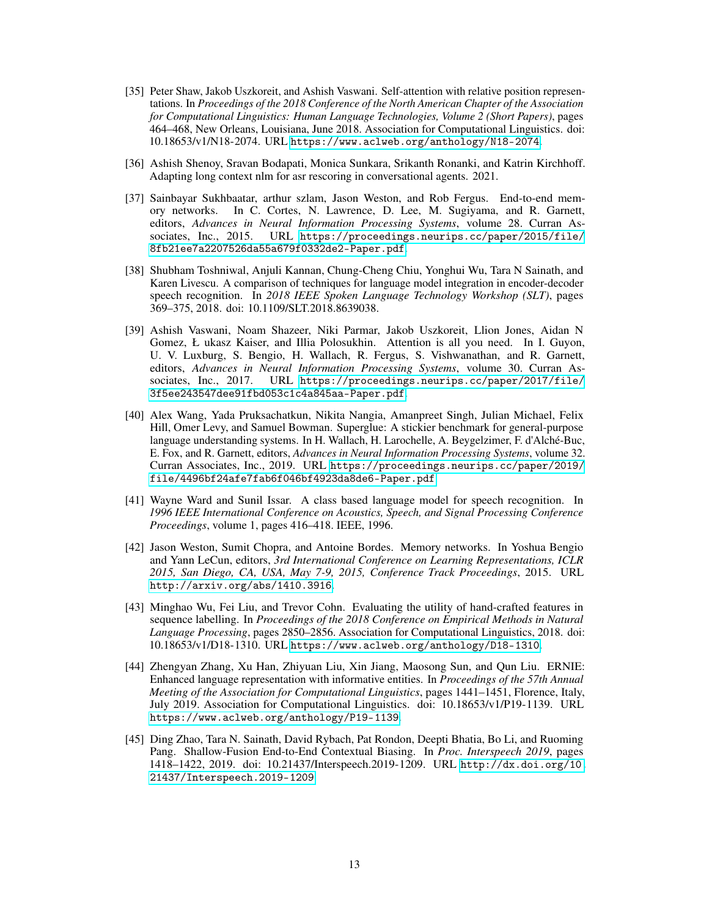[35] Peter Shaw, Jakob Uszkoreit, and Ashish Vaswani. Self-attention with relative position representations. In *Proceedings of the 2018 Conference of the North American Chapter of the Association for Computational Linguistics: Human Language Technologies, Volume 2 (Short Papers)*, pages 464–468, New Orleans, Louisiana, June 2018. Association for Computational Linguistics. doi: 10.18653/v1/N18-2074. URL `https://www.aclweb.org/anthology/N18-2074`.

[36] Ashish Shenoy, Sravan Bodapati, Monica Sunkara, Srikanth Ronanki, and Katrin Kirchhoff. Adapting long context nlm for asr rescoring in conversational agents. 2021.

[37] Sainbayar Sukhbaatar, arthur szlam, Jason Weston, and Rob Fergus. End-to-end memory networks. In C. Cortes, N. Lawrence, D. Lee, M. Sugiyama, and R. Garnett, editors, *Advances in Neural Information Processing Systems*, volume 28. Curran Associates, Inc., 2015. URL `https://proceedings.neurips.cc/paper/2015/file/8fb21ee7a2207526da55a679f0332de2-Paper.pdf`.

[38] Shubham Toshniwal, Anjuli Kannan, Chung-Cheng Chiu, Yonghui Wu, Tara N Sainath, and Karen Livescu. A comparison of techniques for language model integration in encoder-decoder speech recognition. In *2018 IEEE Spoken Language Technology Workshop (SLT)*, pages 369–375, 2018. doi: 10.1109/SLT.2018.8639038.

[39] Ashish Vaswani, Noam Shazeer, Niki Parmar, Jakob Uszkoreit, Llion Jones, Aidan N Gomez, Ł ukasz Kaiser, and Illia Polosukhin. Attention is all you need. In I. Guyon, U. V. Luxburg, S. Bengio, H. Wallach, R. Fergus, S. Vishwanathan, and R. Garnett, editors, *Advances in Neural Information Processing Systems*, volume 30. Curran Associates, Inc., 2017. URL `https://proceedings.neurips.cc/paper/2017/file/3f5ee243547dee91fbd053c1c4a845aa-Paper.pdf`.

[40] Alex Wang, Yada Pruksachatkun, Nikita Nangia, Amanpreet Singh, Julian Michael, Felix Hill, Omer Levy, and Samuel Bowman. Superglue: A stickier benchmark for general-purpose language understanding systems. In H. Wallach, H. Larochelle, A. Beygelzimer, F. d'Alché-Buc, E. Fox, and R. Garnett, editors, *Advances in Neural Information Processing Systems*, volume 32. Curran Associates, Inc., 2019. URL `https://proceedings.neurips.cc/paper/2019/file/4496bf24afe7fab6f046bf4923da8de6-Paper.pdf`.

[41] Wayne Ward and Sunil Issar. A class based language model for speech recognition. In *1996 IEEE International Conference on Acoustics, Speech, and Signal Processing Conference Proceedings*, volume 1, pages 416–418. IEEE, 1996.

[42] Jason Weston, Sumit Chopra, and Antoine Bordes. Memory networks. In Yoshua Bengio and Yann LeCun, editors, *3rd International Conference on Learning Representations, ICLR 2015, San Diego, CA, USA, May 7-9, 2015, Conference Track Proceedings*, 2015. URL `http://arxiv.org/abs/1410.3916`.

[43] Minghao Wu, Fei Liu, and Trevor Cohn. Evaluating the utility of hand-crafted features in sequence labelling. In *Proceedings of the 2018 Conference on Empirical Methods in Natural Language Processing*, pages 2850–2856. Association for Computational Linguistics, 2018. doi: 10.18653/v1/D18-1310. URL `https://www.aclweb.org/anthology/D18-1310`.

[44] Zhengyan Zhang, Xu Han, Zhiyuan Liu, Xin Jiang, Maosong Sun, and Qun Liu. ERNIE: Enhanced language representation with informative entities. In *Proceedings of the 57th Annual Meeting of the Association for Computational Linguistics*, pages 1441–1451, Florence, Italy, July 2019. Association for Computational Linguistics. doi: 10.18653/v1/P19-1139. URL `https://www.aclweb.org/anthology/P19-1139`.

[45] Ding Zhao, Tara N. Sainath, David Rybach, Pat Rondon, Deepti Bhatia, Bo Li, and Ruoming Pang. Shallow-Fusion End-to-End Contextual Biasing. In *Proc. Interspeech 2019*, pages 1418–1422, 2019. doi: 10.21437/Interspeech.2019-1209. URL `http://dx.doi.org/10.21437/Interspeech.2019-1209`.